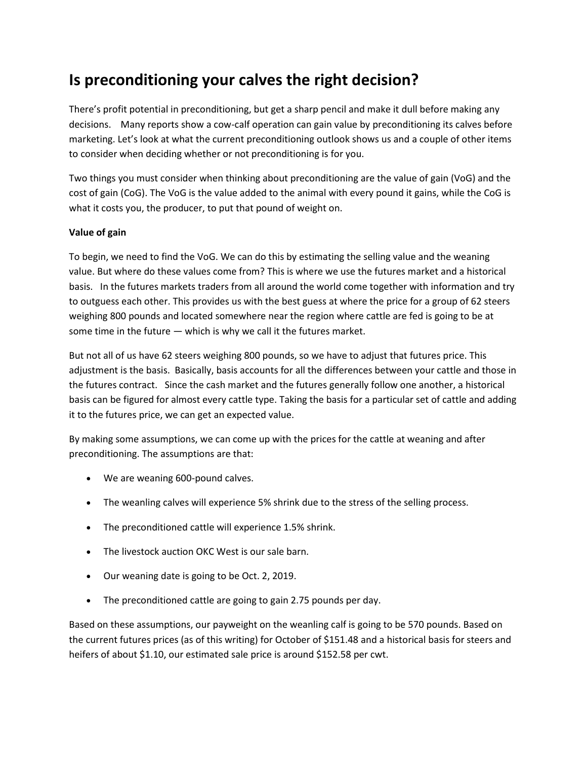# Is preconditioning your calves the right decision?

There's profit potential in preconditioning, but get a sharp pencil and make it dull before making any decisions. Many reports show a cow-calf operation can gain value by preconditioning its calves before marketing. Let's look at what the current preconditioning outlook shows us and a couple of other items to consider when deciding whether or not preconditioning is for you.

Two things you must consider when thinking about preconditioning are the value of gain (VoG) and the cost of gain (CoG). The VoG is the value added to the animal with every pound it gains, while the CoG is what it costs you, the producer, to put that pound of weight on.

**Value of gain**

To begin, we need to find the VoG. We can do this by estimating the selling value and the weaning value. But where do these values come from? This is where we use the futures market and a historical basis. In the futures markets traders from all around the world come together with information and try to outguess each other. This provides us with the best guess at where the price for a group of 62 steers weighing 800 pounds and located somewhere near the region where cattle are fed is going to be at some time in the future — which is why we call it the futures market.

But not all of us have 62 steers weighing 800 pounds, so we have to adjust that futures price. This adjustment is the basis. Basically, basis accounts for all the differences between your cattle and those in the futures contract. Since the cash market and the futures generally follow one another, a historical basis can be figured for almost every cattle type. Taking the basis for a particular set of cattle and adding it to the futures price, we can get an expected value.

By making some assumptions, we can come up with the prices for the cattle at weaning and after preconditioning. The assumptions are that:

- We are weaning 600-pound calves.
- The weanling calves will experience 5% shrink due to the stress of the selling process.
- The preconditioned cattle will experience 1.5% shrink.
- The livestock auction OKC West is our sale barn.
- Our weaning date is going to be Oct. 2, 2019.
- The preconditioned cattle are going to gain 2.75 pounds per day.

Based on these assumptions, our payweight on the weanling calf is going to be 570 pounds. Based on the current futures prices (as of this writing) for October of $151.48 and a historical basis for steers and heifers of about $1.10, our estimated sale price is around $152.58 per cwt.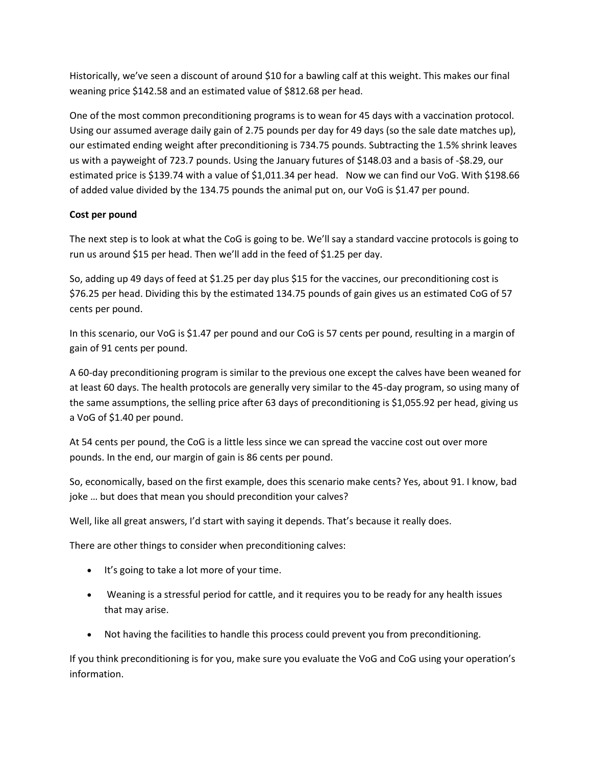Historically, we've seen a discount of around $10 for a bawling calf at this weight. This makes our final weaning price $142.58 and an estimated value of $812.68 per head.

One of the most common preconditioning programs is to wean for 45 days with a vaccination protocol. Using our assumed average daily gain of 2.75 pounds per day for 49 days (so the sale date matches up), our estimated ending weight after preconditioning is 734.75 pounds. Subtracting the 1.5% shrink leaves us with a payweight of 723.7 pounds. Using the January futures of $148.03 and a basis of -$8.29, our estimated price is $139.74 with a value of $1,011.34 per head. Now we can find our VoG. With $198.66 of added value divided by the 134.75 pounds the animal put on, our VoG is $1.47 per pound.

**Cost per pound**

The next step is to look at what the CoG is going to be. We'll say a standard vaccine protocols is going to run us around $15 per head. Then we'll add in the feed of $1.25 per day.

So, adding up 49 days of feed at $1.25 per day plus $15 for the vaccines, our preconditioning cost is $76.25 per head. Dividing this by the estimated 134.75 pounds of gain gives us an estimated CoG of 57 cents per pound.

In this scenario, our VoG is $1.47 per pound and our CoG is 57 cents per pound, resulting in a margin of gain of 91 cents per pound.

A 60-day preconditioning program is similar to the previous one except the calves have been weaned for at least 60 days. The health protocols are generally very similar to the 45-day program, so using many of the same assumptions, the selling price after 63 days of preconditioning is $1,055.92 per head, giving us a VoG of $1.40 per pound.

At 54 cents per pound, the CoG is a little less since we can spread the vaccine cost out over more pounds. In the end, our margin of gain is 86 cents per pound.

So, economically, based on the first example, does this scenario make cents? Yes, about 91. I know, bad joke … but does that mean you should precondition your calves?

Well, like all great answers, I'd start with saying it depends. That's because it really does.

There are other things to consider when preconditioning calves:

- It's going to take a lot more of your time.
- Weaning is a stressful period for cattle, and it requires you to be ready for any health issues that may arise.
- Not having the facilities to handle this process could prevent you from preconditioning.

If you think preconditioning is for you, make sure you evaluate the VoG and CoG using your operation's information.